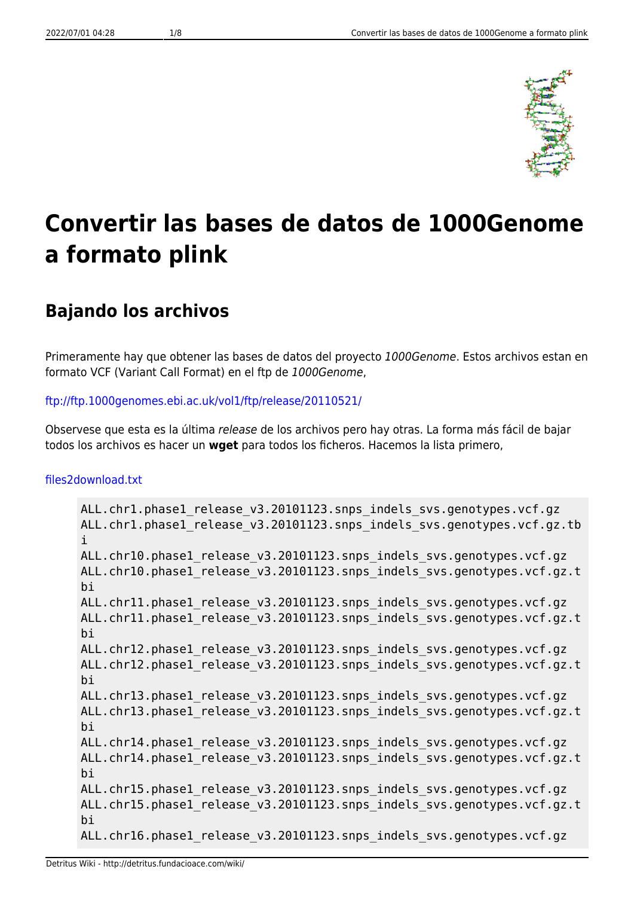# Convertir las bases de datos de 1000Genome a formato plink

## Bajando los archivos

Primeramente hay que obtener las bases de datos del proyecto *1000Genome*. Estos archivos estan en formato VCF (Variant Call Format) en el ftp de *1000Genome*,

ftp://ftp.1000genomes.ebi.ac.uk/vol1/ftp/release/20110521/

Observese que esta es la última *release* de los archivos pero hay otras. La forma más fácil de bajar todos los archivos es hacer un **wget** para todos los ficheros. Hacemos la lista primero,

files2download.txt

```
ALL.chr1.phase1_release_v3.20101123.snps_indels_svs.genotypes.vcf.gz
ALL.chr1.phase1_release_v3.20101123.snps_indels_svs.genotypes.vcf.gz.tbi
ALL.chr10.phase1_release_v3.20101123.snps_indels_svs.genotypes.vcf.gz
ALL.chr10.phase1_release_v3.20101123.snps_indels_svs.genotypes.vcf.gz.tbi
ALL.chr11.phase1_release_v3.20101123.snps_indels_svs.genotypes.vcf.gz
ALL.chr11.phase1_release_v3.20101123.snps_indels_svs.genotypes.vcf.gz.tbi
ALL.chr12.phase1_release_v3.20101123.snps_indels_svs.genotypes.vcf.gz
ALL.chr12.phase1_release_v3.20101123.snps_indels_svs.genotypes.vcf.gz.tbi
ALL.chr13.phase1_release_v3.20101123.snps_indels_svs.genotypes.vcf.gz
ALL.chr13.phase1_release_v3.20101123.snps_indels_svs.genotypes.vcf.gz.tbi
ALL.chr14.phase1_release_v3.20101123.snps_indels_svs.genotypes.vcf.gz
ALL.chr14.phase1_release_v3.20101123.snps_indels_svs.genotypes.vcf.gz.tbi
ALL.chr15.phase1_release_v3.20101123.snps_indels_svs.genotypes.vcf.gz
ALL.chr15.phase1_release_v3.20101123.snps_indels_svs.genotypes.vcf.gz.tbi
ALL.chr16.phase1_release_v3.20101123.snps_indels_svs.genotypes.vcf.gz
```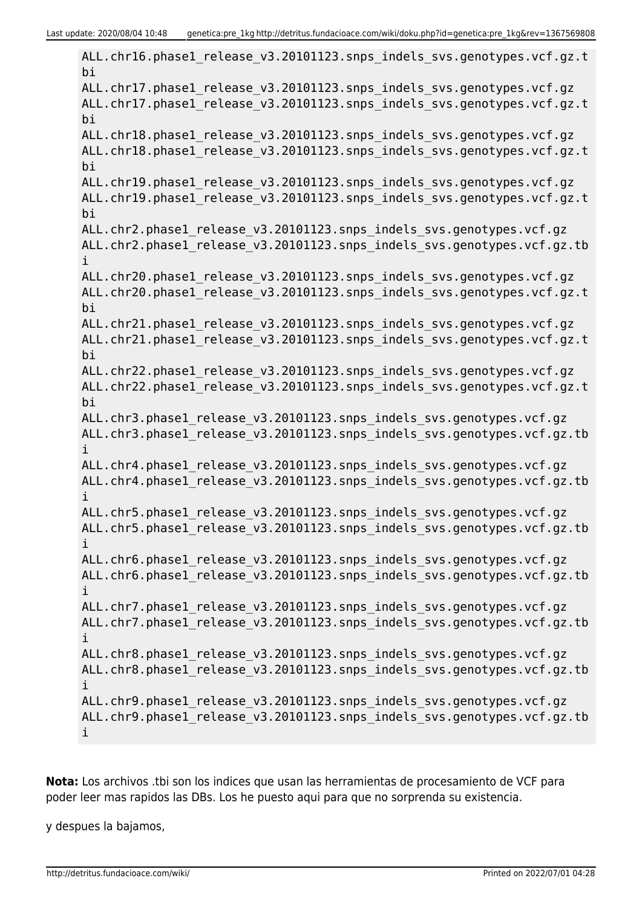```
ALL.chr16.phase1_release_v3.20101123.snps_indels_svs.genotypes.vcf.gz.tbi
ALL.chr17.phase1_release_v3.20101123.snps_indels_svs.genotypes.vcf.gz
ALL.chr17.phase1_release_v3.20101123.snps_indels_svs.genotypes.vcf.gz.tbi
ALL.chr18.phase1_release_v3.20101123.snps_indels_svs.genotypes.vcf.gz
ALL.chr18.phase1_release_v3.20101123.snps_indels_svs.genotypes.vcf.gz.tbi
ALL.chr19.phase1_release_v3.20101123.snps_indels_svs.genotypes.vcf.gz
ALL.chr19.phase1_release_v3.20101123.snps_indels_svs.genotypes.vcf.gz.tbi
ALL.chr2.phase1_release_v3.20101123.snps_indels_svs.genotypes.vcf.gz
ALL.chr2.phase1_release_v3.20101123.snps_indels_svs.genotypes.vcf.gz.tbi
ALL.chr20.phase1_release_v3.20101123.snps_indels_svs.genotypes.vcf.gz
ALL.chr20.phase1_release_v3.20101123.snps_indels_svs.genotypes.vcf.gz.tbi
ALL.chr21.phase1_release_v3.20101123.snps_indels_svs.genotypes.vcf.gz
ALL.chr21.phase1_release_v3.20101123.snps_indels_svs.genotypes.vcf.gz.tbi
ALL.chr22.phase1_release_v3.20101123.snps_indels_svs.genotypes.vcf.gz
ALL.chr22.phase1_release_v3.20101123.snps_indels_svs.genotypes.vcf.gz.tbi
ALL.chr3.phase1_release_v3.20101123.snps_indels_svs.genotypes.vcf.gz
ALL.chr3.phase1_release_v3.20101123.snps_indels_svs.genotypes.vcf.gz.tbi
ALL.chr4.phase1_release_v3.20101123.snps_indels_svs.genotypes.vcf.gz
ALL.chr4.phase1_release_v3.20101123.snps_indels_svs.genotypes.vcf.gz.tbi
ALL.chr5.phase1_release_v3.20101123.snps_indels_svs.genotypes.vcf.gz
ALL.chr5.phase1_release_v3.20101123.snps_indels_svs.genotypes.vcf.gz.tbi
ALL.chr6.phase1_release_v3.20101123.snps_indels_svs.genotypes.vcf.gz
ALL.chr6.phase1_release_v3.20101123.snps_indels_svs.genotypes.vcf.gz.tbi
ALL.chr7.phase1_release_v3.20101123.snps_indels_svs.genotypes.vcf.gz
ALL.chr7.phase1_release_v3.20101123.snps_indels_svs.genotypes.vcf.gz.tbi
ALL.chr8.phase1_release_v3.20101123.snps_indels_svs.genotypes.vcf.gz
ALL.chr8.phase1_release_v3.20101123.snps_indels_svs.genotypes.vcf.gz.tbi
ALL.chr9.phase1_release_v3.20101123.snps_indels_svs.genotypes.vcf.gz
ALL.chr9.phase1_release_v3.20101123.snps_indels_svs.genotypes.vcf.gz.tbi
```

**Nota:** Los archivos .tbi son los indices que usan las herramientas de procesamiento de VCF para poder leer mas rapidos las DBs. Los he puesto aqui para que no sorprenda su existencia.

y despues la bajamos,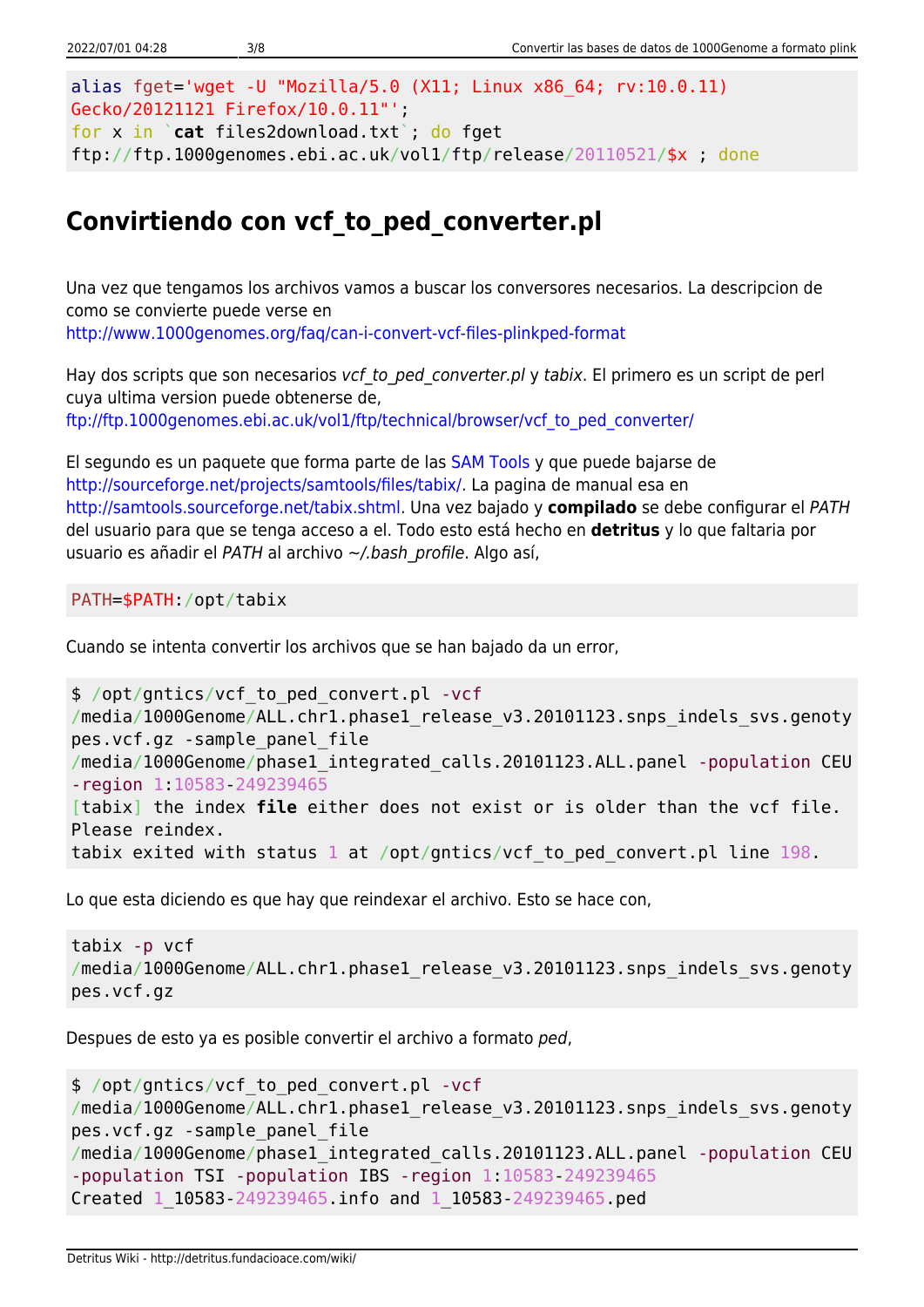```
alias fget='wget -U "Mozilla/5.0 (X11; Linux x86_64; rv:10.0.11)
Gecko/20121121 Firefox/10.0.11"';
for x in `cat files2download.txt`; do fget
ftp://ftp.1000genomes.ebi.ac.uk/vol1/ftp/release/20110521/$x ; done
```

## Convirtiendo con vcf_to_ped_converter.pl

Una vez que tengamos los archivos vamos a buscar los conversores necesarios. La descripcion de como se convierte puede verse en
http://www.1000genomes.org/faq/can-i-convert-vcf-files-plinkped-format

Hay dos scripts que son necesarios *vcf_to_ped_converter.pl* y *tabix*. El primero es un script de perl cuya ultima version puede obtenerse de,
ftp://ftp.1000genomes.ebi.ac.uk/vol1/ftp/technical/browser/vcf_to_ped_converter/

El segundo es un paquete que forma parte de las SAM Tools y que puede bajarse de http://sourceforge.net/projects/samtools/files/tabix/. La pagina de manual esa en http://samtools.sourceforge.net/tabix.shtml. Una vez bajado y **compilado** se debe configurar el *PATH* del usuario para que se tenga acceso a el. Todo esto está hecho en **detritus** y lo que faltaria por usuario es añadir el *PATH* al archivo *~/.bash_profile*. Algo así,

```
PATH=$PATH:/opt/tabix
```

Cuando se intenta convertir los archivos que se han bajado da un error,

```
$ /opt/gntics/vcf_to_ped_convert.pl -vcf
/media/1000Genome/ALL.chr1.phase1_release_v3.20101123.snps_indels_svs.genotypes.vcf.gz -sample_panel_file
/media/1000Genome/phase1_integrated_calls.20101123.ALL.panel -population CEU
-region 1:10583-249239465
[tabix] the index file either does not exist or is older than the vcf file.
Please reindex.
tabix exited with status 1 at /opt/gntics/vcf_to_ped_convert.pl line 198.
```

Lo que esta diciendo es que hay que reindexar el archivo. Esto se hace con,

```
tabix -p vcf
/media/1000Genome/ALL.chr1.phase1_release_v3.20101123.snps_indels_svs.genotypes.vcf.gz
```

Despues de esto ya es posible convertir el archivo a formato *ped*,

```
$ /opt/gntics/vcf_to_ped_convert.pl -vcf
/media/1000Genome/ALL.chr1.phase1_release_v3.20101123.snps_indels_svs.genotypes.vcf.gz -sample_panel_file
/media/1000Genome/phase1_integrated_calls.20101123.ALL.panel -population CEU
-population TSI -population IBS -region 1:10583-249239465
Created 1_10583-249239465.info and 1_10583-249239465.ped
```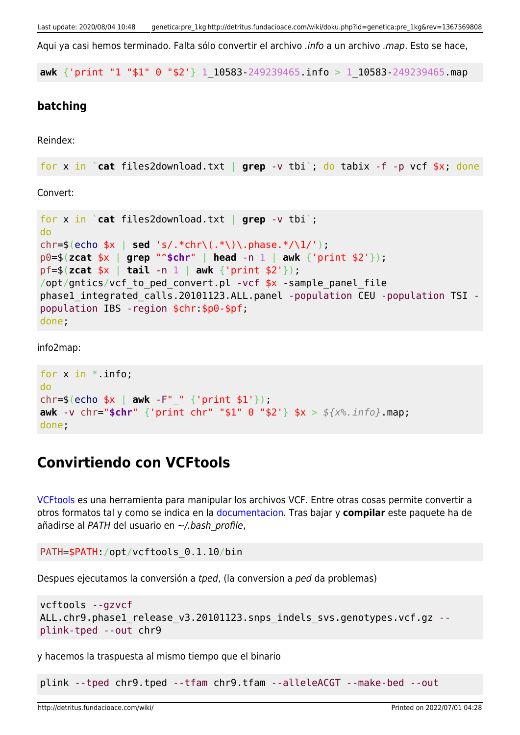Aqui ya casi hemos terminado. Falta sólo convertir el archivo *.info* a un archivo *.map*. Esto se hace,

```
awk {'print "1 "$1" 0 "$2'} 1_10583-249239465.info > 1_10583-249239465.map
```

### batching

Reindex:

```
for x in `cat files2download.txt | grep -v tbi`; do tabix -f -p vcf $x; done
```

Convert:

```
for x in `cat files2download.txt | grep -v tbi`;
do
chr=$(echo $x | sed 's/.*chr\(.*\)\.phase.*/\1/');
p0=$(zcat $x | grep "^$chr" | head -n 1 | awk {'print $2'});
pf=$(zcat $x | tail -n 1 | awk {'print $2'});
/opt/gntics/vcf_to_ped_convert.pl -vcf $x -sample_panel_file
phase1_integrated_calls.20101123.ALL.panel -population CEU -population TSI -
population IBS -region $chr:$p0-$pf;
done;
```

info2map:

```
for x in *.info;
do
chr=$(echo $x | awk -F"_" {'print $1'});
awk -v chr="$chr" {'print chr" "$1" 0 "$2'} $x > ${x%.info}.map;
done;
```

## Convirtiendo con VCFtools

VCFtools es una herramienta para manipular los archivos VCF. Entre otras cosas permite convertir a otros formatos tal y como se indica en la documentacion. Tras bajar y **compilar** este paquete ha de añadirse al *PATH* del usuario en *~/.bash_profile*,

```
PATH=$PATH:/opt/vcftools_0.1.10/bin
```

Despues ejecutamos la conversión a *tped*, (la conversion a *ped* da problemas)

```
vcftools --gzvcf
ALL.chr9.phase1_release_v3.20101123.snps_indels_svs.genotypes.vcf.gz --
plink-tped --out chr9
```

y hacemos la traspuesta al mismo tiempo que el binario

```
plink --tped chr9.tped --tfam chr9.tfam --alleleACGT --make-bed --out
```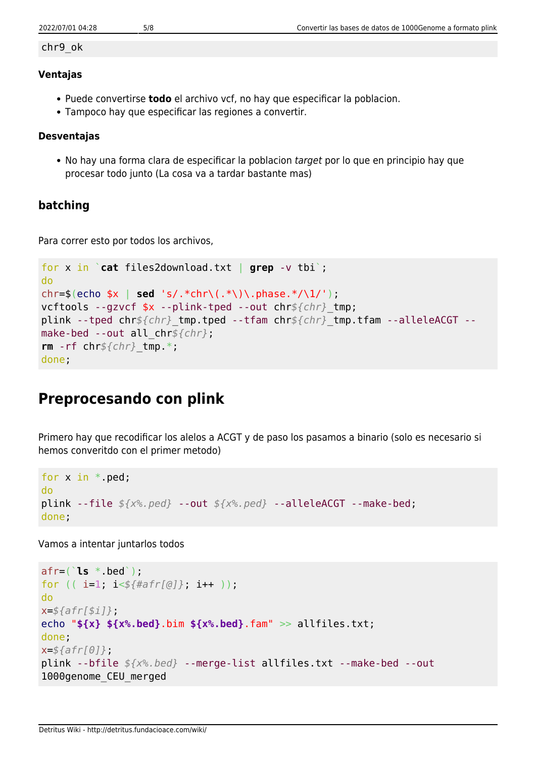```
chr9_ok
```

**Ventajas**

- Puede convertirse **todo** el archivo vcf, no hay que especificar la poblacion.
- Tampoco hay que especificar las regiones a convertir.

**Desventajas**

- No hay una forma clara de especificar la poblacion *target* por lo que en principio hay que procesar todo junto (La cosa va a tardar bastante mas)

### batching

Para correr esto por todos los archivos,

```
for x in `cat files2download.txt | grep -v tbi`;
do
chr=$(echo $x | sed 's/.*chr\(.*\)\.phase.*/\1/');
vcftools --gzvcf $x --plink-tped --out chr${chr}_tmp;
plink --tped chr${chr}_tmp.tped --tfam chr${chr}_tmp.tfam --alleleACGT --make-bed --out all_chr${chr};
rm -rf chr${chr}_tmp.*;
done;
```

## Preprocesando con plink

Primero hay que recodificar los alelos a ACGT y de paso los pasamos a binario (solo es necesario si hemos converitdo con el primer metodo)

```
for x in *.ped;
do
plink --file ${x%.ped} --out ${x%.ped} --alleleACGT --make-bed;
done;
```

Vamos a intentar juntarlos todos

```
afr=(`ls *.bed`);
for (( i=1; i<${#afr[@]}; i++ ));
do
x=${afr[$i]};
echo "${x} ${x%.bed}.bim ${x%.bed}.fam" >> allfiles.txt;
done;
x=${afr[0]};
plink --bfile ${x%.bed} --merge-list allfiles.txt --make-bed --out 1000genome_CEU_merged
```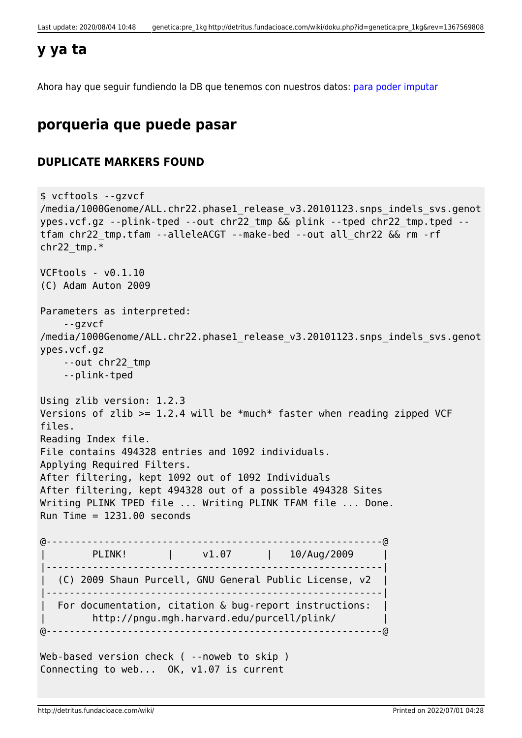## y ya ta

Ahora hay que seguir fundiendo la DB que tenemos con nuestros datos: para poder imputar

## porqueria que puede pasar

### DUPLICATE MARKERS FOUND

```
$ vcftools --gzvcf
/media/1000Genome/ALL.chr22.phase1_release_v3.20101123.snps_indels_svs.genot
ypes.vcf.gz --plink-tped --out chr22_tmp && plink --tped chr22_tmp.tped --
tfam chr22_tmp.tfam --alleleACGT --make-bed --out all_chr22 && rm -rf
chr22_tmp.*

VCFtools - v0.1.10
(C) Adam Auton 2009

Parameters as interpreted:
    --gzvcf
/media/1000Genome/ALL.chr22.phase1_release_v3.20101123.snps_indels_svs.genot
ypes.vcf.gz
    --out chr22_tmp
    --plink-tped

Using zlib version: 1.2.3
Versions of zlib >= 1.2.4 will be *much* faster when reading zipped VCF
files.
Reading Index file.
File contains 494328 entries and 1092 individuals.
Applying Required Filters.
After filtering, kept 1092 out of 1092 Individuals
After filtering, kept 494328 out of a possible 494328 Sites
Writing PLINK TPED file ... Writing PLINK TFAM file ... Done.
Run Time = 1231.00 seconds

@----------------------------------------------------------@
|        PLINK!       |     v1.07      |   10/Aug/2009     |
|----------------------------------------------------------|
|  (C) 2009 Shaun Purcell, GNU General Public License, v2  |
|----------------------------------------------------------|
|  For documentation, citation & bug-report instructions:  |
|        http://pngu.mgh.harvard.edu/purcell/plink/        |
@----------------------------------------------------------@

Web-based version check ( --noweb to skip )
Connecting to web...  OK, v1.07 is current
```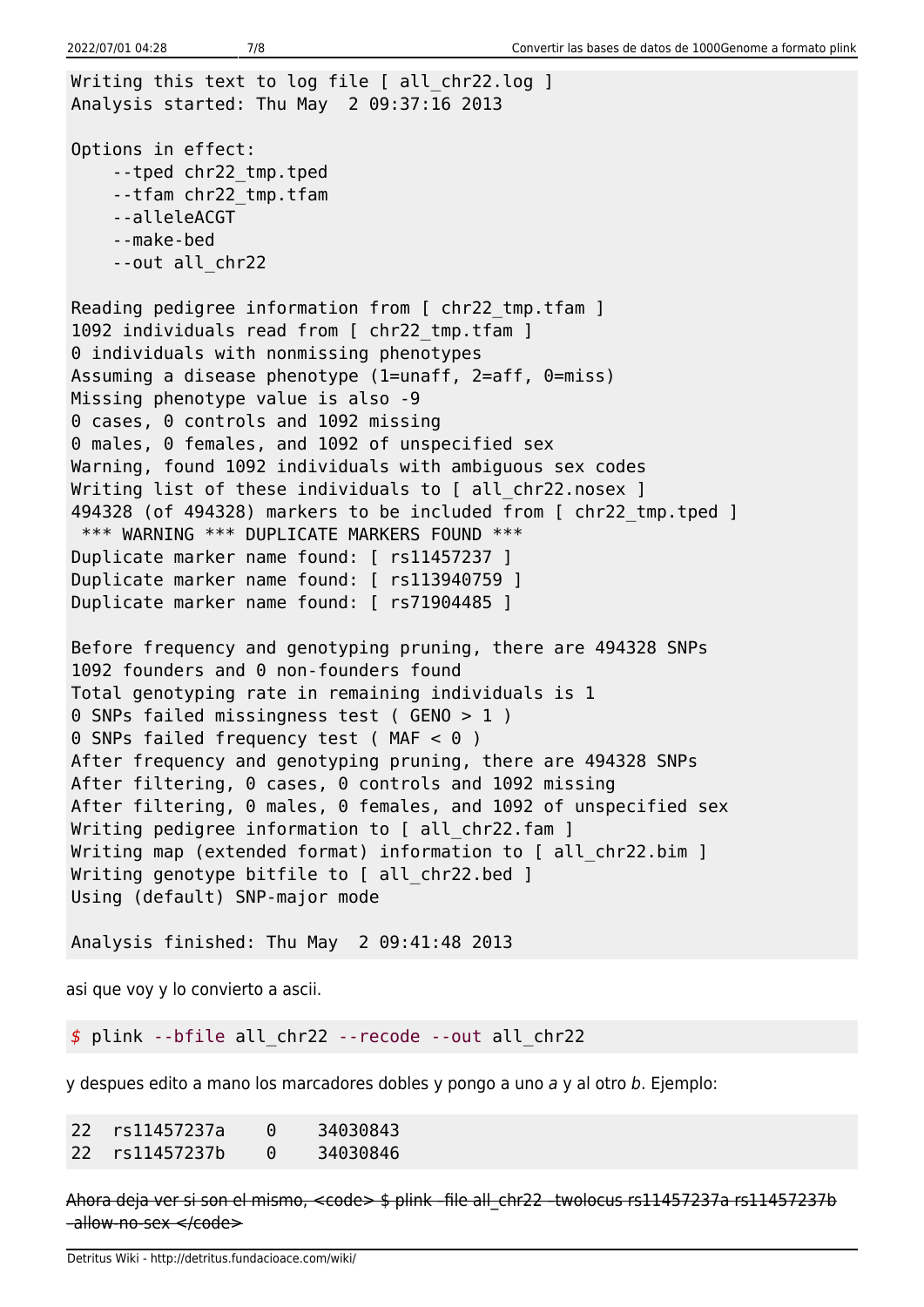```
Writing this text to log file [ all_chr22.log ]
Analysis started: Thu May  2 09:37:16 2013

Options in effect:
    --tped chr22_tmp.tped
    --tfam chr22_tmp.tfam
    --alleleACGT
    --make-bed
    --out all_chr22

Reading pedigree information from [ chr22_tmp.tfam ]
1092 individuals read from [ chr22_tmp.tfam ]
0 individuals with nonmissing phenotypes
Assuming a disease phenotype (1=unaff, 2=aff, 0=miss)
Missing phenotype value is also -9
0 cases, 0 controls and 1092 missing
0 males, 0 females, and 1092 of unspecified sex
Warning, found 1092 individuals with ambiguous sex codes
Writing list of these individuals to [ all_chr22.nosex ]
494328 (of 494328) markers to be included from [ chr22_tmp.tped ]
 *** WARNING *** DUPLICATE MARKERS FOUND ***
Duplicate marker name found: [ rs11457237 ]
Duplicate marker name found: [ rs113940759 ]
Duplicate marker name found: [ rs71904485 ]

Before frequency and genotyping pruning, there are 494328 SNPs
1092 founders and 0 non-founders found
Total genotyping rate in remaining individuals is 1
0 SNPs failed missingness test ( GENO > 1 )
0 SNPs failed frequency test ( MAF < 0 )
After frequency and genotyping pruning, there are 494328 SNPs
After filtering, 0 cases, 0 controls and 1092 missing
After filtering, 0 males, 0 females, and 1092 of unspecified sex
Writing pedigree information to [ all_chr22.fam ]
Writing map (extended format) information to [ all_chr22.bim ]
Writing genotype bitfile to [ all_chr22.bed ]
Using (default) SNP-major mode

Analysis finished: Thu May  2 09:41:48 2013
```

asi que voy y lo convierto a ascii.

```
$ plink --bfile all_chr22 --recode --out all_chr22
```

y despues edito a mano los marcadores dobles y pongo a uno *a* y al otro *b*. Ejemplo:

```
22  rs11457237a    0    34030843
22  rs11457237b    0    34030846
```

~~Ahora deja ver si son el mismo, <code> $ plink -file all_chr22 -twolocus rs11457237a rs11457237b -allow-no-sex </code>~~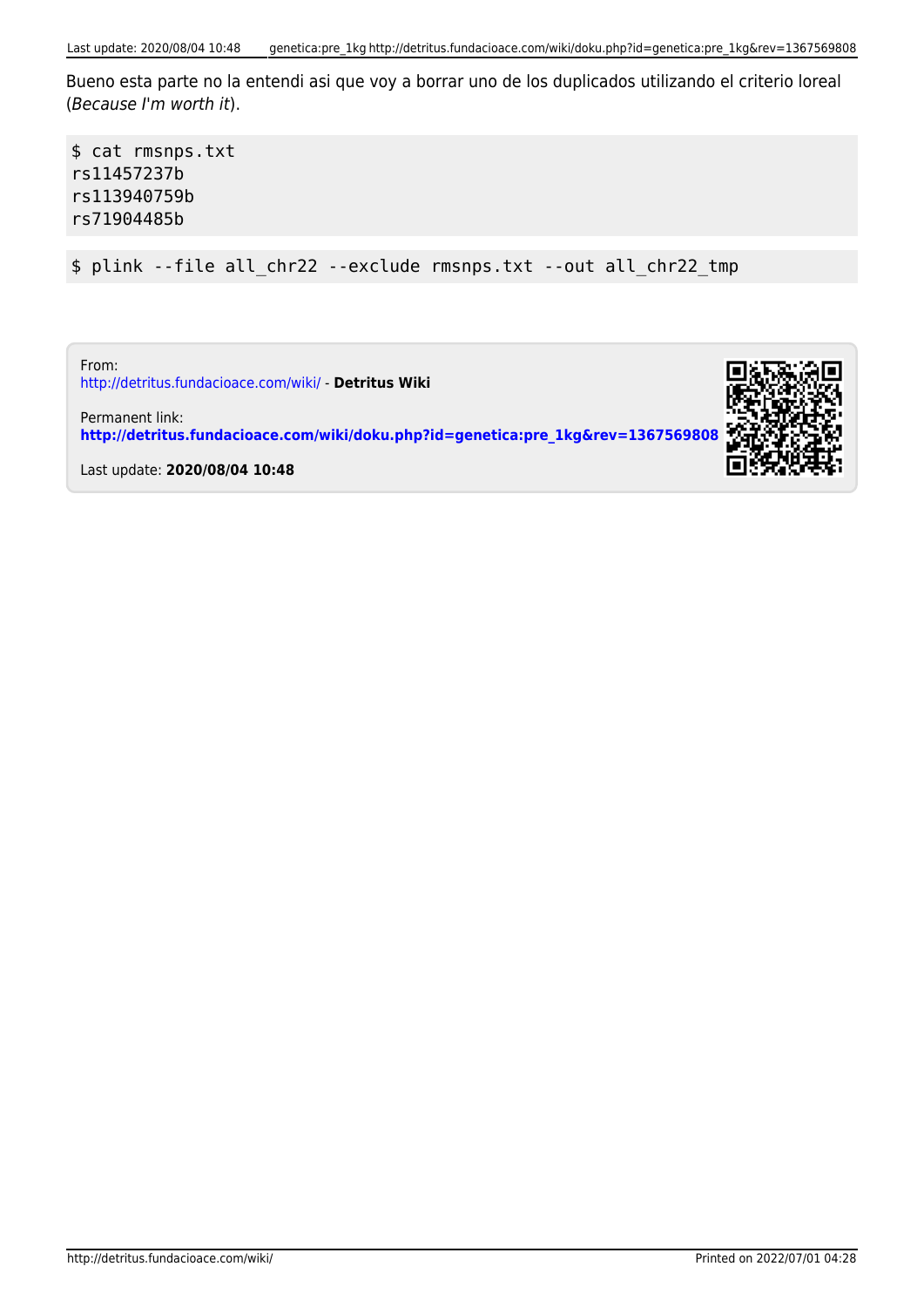Bueno esta parte no la entendi asi que voy a borrar uno de los duplicados utilizando el criterio loreal (*Because I'm worth it*).

```
$ cat rmsnps.txt
rs11457237b
rs113940759b
rs71904485b
```

```
$ plink --file all_chr22 --exclude rmsnps.txt --out all_chr22_tmp
```

From:
http://detritus.fundacioace.com/wiki/ - **Detritus Wiki**

Permanent link:
**http://detritus.fundacioace.com/wiki/doku.php?id=genetica:pre_1kg&rev=1367569808**

Last update: **2020/08/04 10:48**